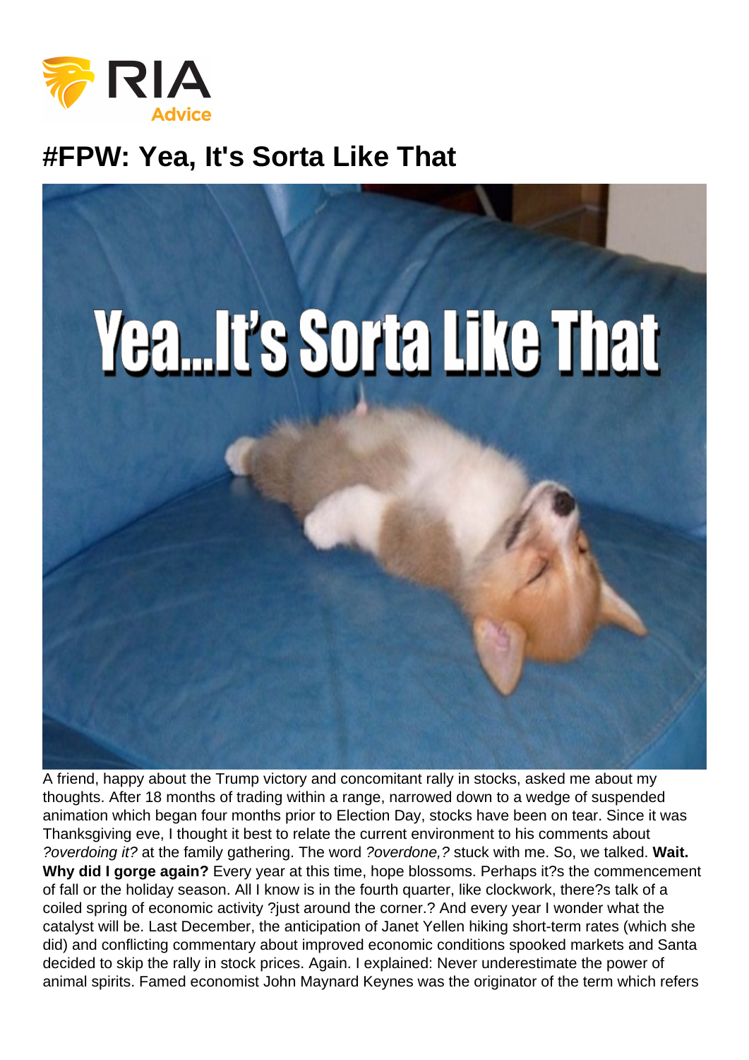# #FPW: Yea, It's Sorta Like That

A friend, happy about the Trump victory and concomitant rally in stocks, asked me about my thoughts. After 18 months of trading within a range, narrowed down to a wedge of suspended animation which began four months prior to Election Day, stocks have been on tear. Since it was Thanksgiving eve, I thought it best to relate the current environment to his comments about *?overdoing it?* at the family gathering. The word *?overdone,?* stuck with me. So, we talked. **Wait. Why did I gorge again?** Every year at this time, hope blossoms. Perhaps it?s the commencement of fall or the holiday season. All I know is in the fourth quarter, like clockwork, there?s talk of a coiled spring of economic activity ?just around the corner.? And every year I wonder what the catalyst will be. Last December, the anticipation of Janet Yellen hiking short-term rates (which she did) and conflicting commentary about improved economic conditions spooked markets and Santa decided to skip the rally in stock prices. Again. I explained: Never underestimate the power of animal spirits. Famed economist John Maynard Keynes was the originator of the term which refers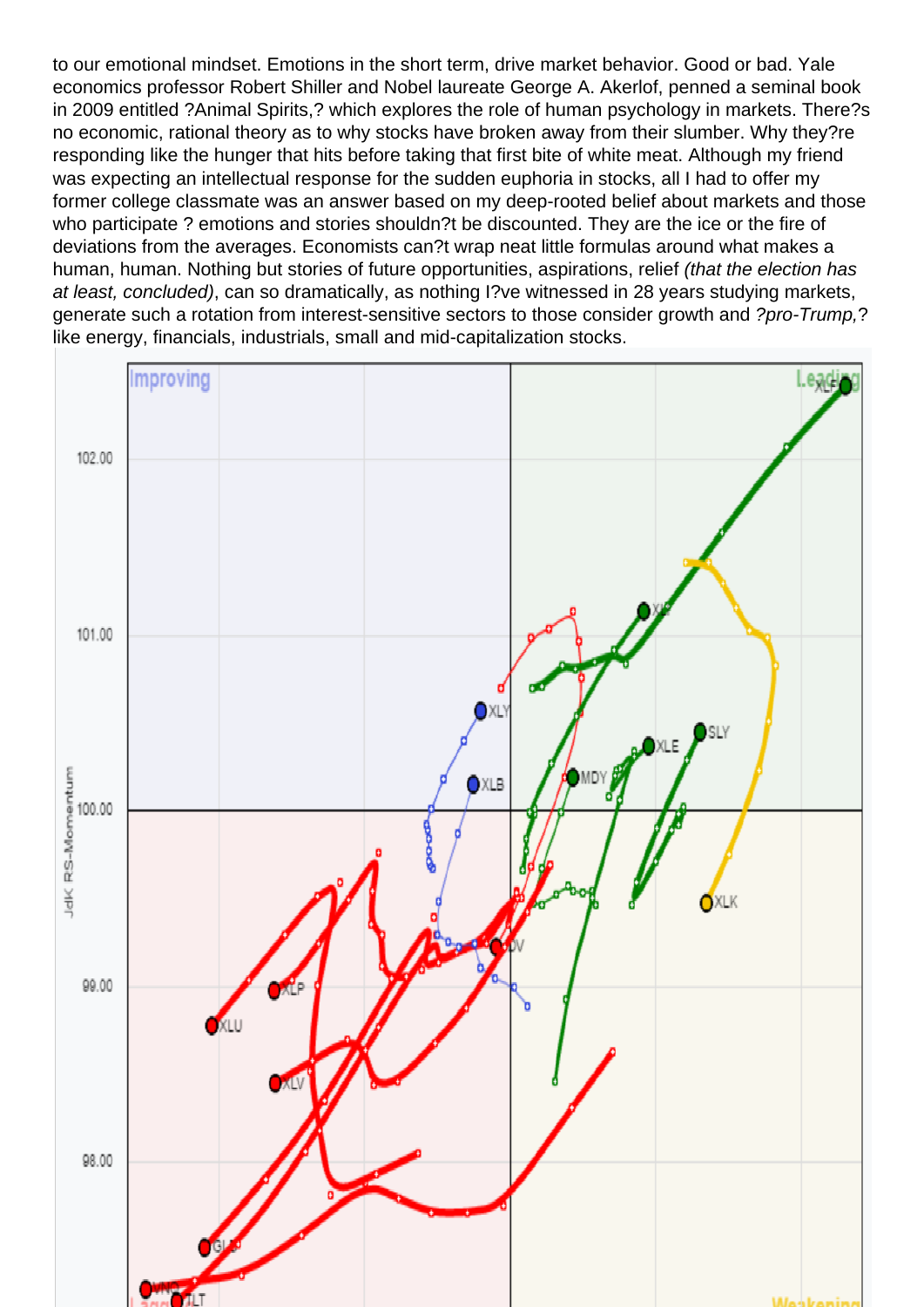to our emotional mindset. Emotions in the short term, drive market behavior. Good or bad. Yale economics professor Robert Shiller and Nobel laureate George A. Akerlof, penned a seminal book in 2009 entitled ?Animal Spirits,? which explores the role of human psychology in markets. There?s no economic, rational theory as to why stocks have broken away from their slumber. Why they?re responding like the hunger that hits before taking that first bite of white meat. Although my friend was expecting an intellectual response for the sudden euphoria in stocks, all I had to offer my former college classmate was an answer based on my deep-rooted belief about markets and those who participate ? emotions and stories shouldn?t be discounted. They are the ice or the fire of deviations from the averages. Economists can?t wrap neat little formulas around what makes a human, human. Nothing but stories of future opportunities, aspirations, relief *(that the election has at least, concluded)*, can so dramatically, as nothing I?ve witnessed in 28 years studying markets, generate such a rotation from interest-sensitive sectors to those consider growth and *?pro-Trump,?* like energy, financials, industrials, small and mid-capitalization stocks.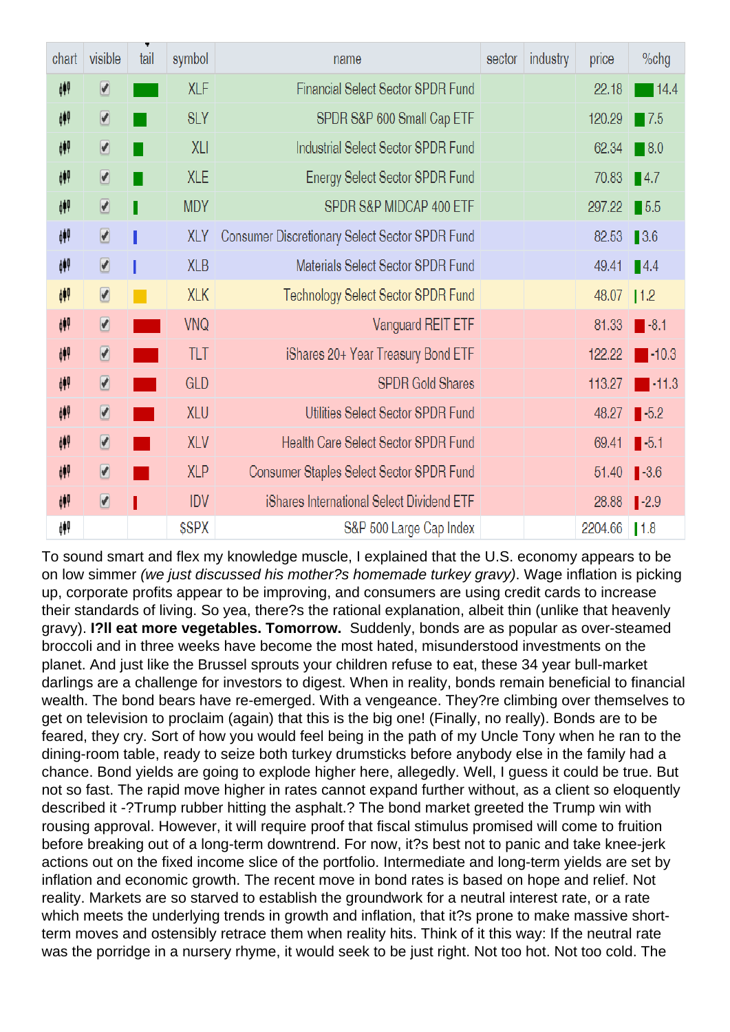| chart | visible | tail | symbol | name | sector | industry | price | %chg |
|---|---|---|---|---|---|---|---|---|
|  | ✓ |  | XLF | Financial Select Sector SPDR Fund |  |  | 22.18 | 14.4 |
|  | ✓ |  | SLY | SPDR S&P 600 Small Cap ETF |  |  | 120.29 | 7.5 |
|  | ✓ |  | XLI | Industrial Select Sector SPDR Fund |  |  | 62.34 | 8.0 |
|  | ✓ |  | XLE | Energy Select Sector SPDR Fund |  |  | 70.83 | 4.7 |
|  | ✓ |  | MDY | SPDR S&P MIDCAP 400 ETF |  |  | 297.22 | 5.5 |
|  | ✓ |  | XLY | Consumer Discretionary Select Sector SPDR Fund |  |  | 82.53 | 3.6 |
|  | ✓ |  | XLB | Materials Select Sector SPDR Fund |  |  | 49.41 | 4.4 |
|  | ✓ |  | XLK | Technology Select Sector SPDR Fund |  |  | 48.07 | 1.2 |
|  | ✓ |  | VNQ | Vanguard REIT ETF |  |  | 81.33 | -8.1 |
|  | ✓ |  | TLT | iShares 20+ Year Treasury Bond ETF |  |  | 122.22 | -10.3 |
|  | ✓ |  | GLD | SPDR Gold Shares |  |  | 113.27 | -11.3 |
|  | ✓ |  | XLU | Utilities Select Sector SPDR Fund |  |  | 48.27 | -5.2 |
|  | ✓ |  | XLV | Health Care Select Sector SPDR Fund |  |  | 69.41 | -5.1 |
|  | ✓ |  | XLP | Consumer Staples Select Sector SPDR Fund |  |  | 51.40 | -3.6 |
|  | ✓ |  | IDV | iShares International Select Dividend ETF |  |  | 28.88 | -2.9 |
|  |  |  | $SPX | S&P 500 Large Cap Index |  |  | 2204.66 | 1.8 |

To sound smart and flex my knowledge muscle, I explained that the U.S. economy appears to be on low simmer *(we just discussed his mother?s homemade turkey gravy)*. Wage inflation is picking up, corporate profits appear to be improving, and consumers are using credit cards to increase their standards of living. So yea, there?s the rational explanation, albeit thin (unlike that heavenly gravy). **I?ll eat more vegetables. Tomorrow.** Suddenly, bonds are as popular as over-steamed broccoli and in three weeks have become the most hated, misunderstood investments on the planet. And just like the Brussel sprouts your children refuse to eat, these 34 year bull-market darlings are a challenge for investors to digest. When in reality, bonds remain beneficial to financial wealth. The bond bears have re-emerged. With a vengeance. They?re climbing over themselves to get on television to proclaim (again) that this is the big one! (Finally, no really). Bonds are to be feared, they cry. Sort of how you would feel being in the path of my Uncle Tony when he ran to the dining-room table, ready to seize both turkey drumsticks before anybody else in the family had a chance. Bond yields are going to explode higher here, allegedly. Well, I guess it could be true. But not so fast. The rapid move higher in rates cannot expand further without, as a client so eloquently described it -?Trump rubber hitting the asphalt.? The bond market greeted the Trump win with rousing approval. However, it will require proof that fiscal stimulus promised will come to fruition before breaking out of a long-term downtrend. For now, it?s best not to panic and take knee-jerk actions out on the fixed income slice of the portfolio. Intermediate and long-term yields are set by inflation and economic growth. The recent move in bond rates is based on hope and relief. Not reality. Markets are so starved to establish the groundwork for a neutral interest rate, or a rate which meets the underlying trends in growth and inflation, that it?s prone to make massive short-term moves and ostensibly retrace them when reality hits. Think of it this way: If the neutral rate was the porridge in a nursery rhyme, it would seek to be just right. Not too hot. Not too cold. The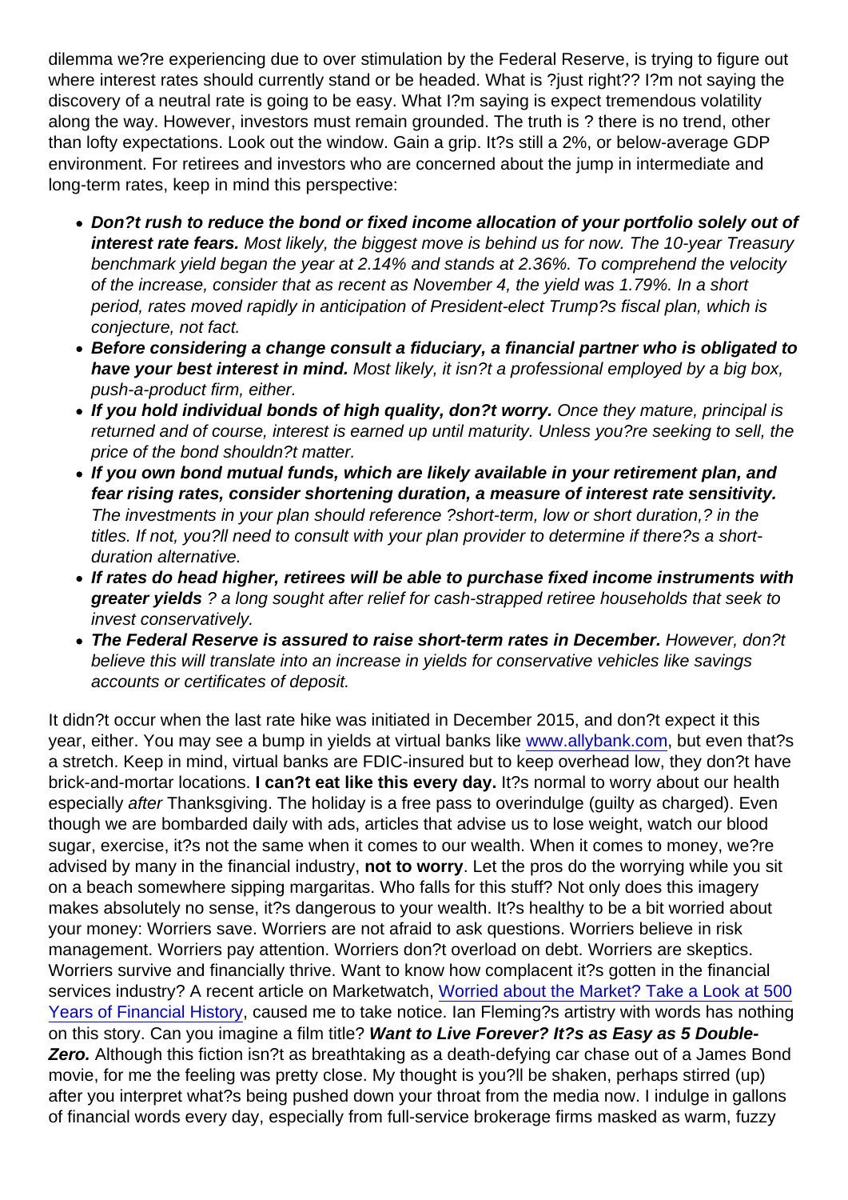dilemma we?re experiencing due to over stimulation by the Federal Reserve, is trying to figure out where interest rates should currently stand or be headed. What is ?just right?? I?m not saying the discovery of a neutral rate is going to be easy. What I?m saying is expect tremendous volatility along the way. However, investors must remain grounded. The truth is ? there is no trend, other than lofty expectations. Look out the window. Gain a grip. It?s still a 2%, or below-average GDP environment. For retirees and investors who are concerned about the jump in intermediate and long-term rates, keep in mind this perspective:

- ***Don?t rush to reduce the bond or fixed income allocation of your portfolio solely out of interest rate fears.*** *Most likely, the biggest move is behind us for now. The 10-year Treasury benchmark yield began the year at 2.14% and stands at 2.36%. To comprehend the velocity of the increase, consider that as recent as November 4, the yield was 1.79%. In a short period, rates moved rapidly in anticipation of President-elect Trump?s fiscal plan, which is conjecture, not fact.*
- ***Before considering a change consult a fiduciary, a financial partner who is obligated to have your best interest in mind.*** *Most likely, it isn?t a professional employed by a big box, push-a-product firm, either.*
- ***If you hold individual bonds of high quality, don?t worry.*** *Once they mature, principal is returned and of course, interest is earned up until maturity. Unless you?re seeking to sell, the price of the bond shouldn?t matter.*
- ***If you own bond mutual funds, which are likely available in your retirement plan, and fear rising rates, consider shortening duration, a measure of interest rate sensitivity.*** *The investments in your plan should reference ?short-term, low or short duration,? in the titles. If not, you?ll need to consult with your plan provider to determine if there?s a short-duration alternative.*
- ***If rates do head higher, retirees will be able to purchase fixed income instruments with greater yields*** *? a long sought after relief for cash-strapped retiree households that seek to invest conservatively.*
- ***The Federal Reserve is assured to raise short-term rates in December.*** *However, don?t believe this will translate into an increase in yields for conservative vehicles like savings accounts or certificates of deposit.*

It didn?t occur when the last rate hike was initiated in December 2015, and don?t expect it this year, either. You may see a bump in yields at virtual banks like www.allybank.com, but even that?s a stretch. Keep in mind, virtual banks are FDIC-insured but to keep overhead low, they don?t have brick-and-mortar locations. **I can?t eat like this every day.** It?s normal to worry about our health especially *after* Thanksgiving. The holiday is a free pass to overindulge (guilty as charged). Even though we are bombarded daily with ads, articles that advise us to lose weight, watch our blood sugar, exercise, it?s not the same when it comes to our wealth. When it comes to money, we?re advised by many in the financial industry, **not to worry**. Let the pros do the worrying while you sit on a beach somewhere sipping margaritas. Who falls for this stuff? Not only does this imagery makes absolutely no sense, it?s dangerous to your wealth. It?s healthy to be a bit worried about your money: Worriers save. Worriers are not afraid to ask questions. Worriers believe in risk management. Worriers pay attention. Worriers don?t overload on debt. Worriers are skeptics. Worriers survive and financially thrive. Want to know how complacent it?s gotten in the financial services industry? A recent article on Marketwatch, Worried about the Market? Take a Look at 500 Years of Financial History, caused me to take notice. Ian Fleming?s artistry with words has nothing on this story. Can you imagine a film title? ***Want to Live Forever? It?s as Easy as 5 Double-Zero.*** Although this fiction isn?t as breathtaking as a death-defying car chase out of a James Bond movie, for me the feeling was pretty close. My thought is you?ll be shaken, perhaps stirred (up) after you interpret what?s being pushed down your throat from the media now. I indulge in gallons of financial words every day, especially from full-service brokerage firms masked as warm, fuzzy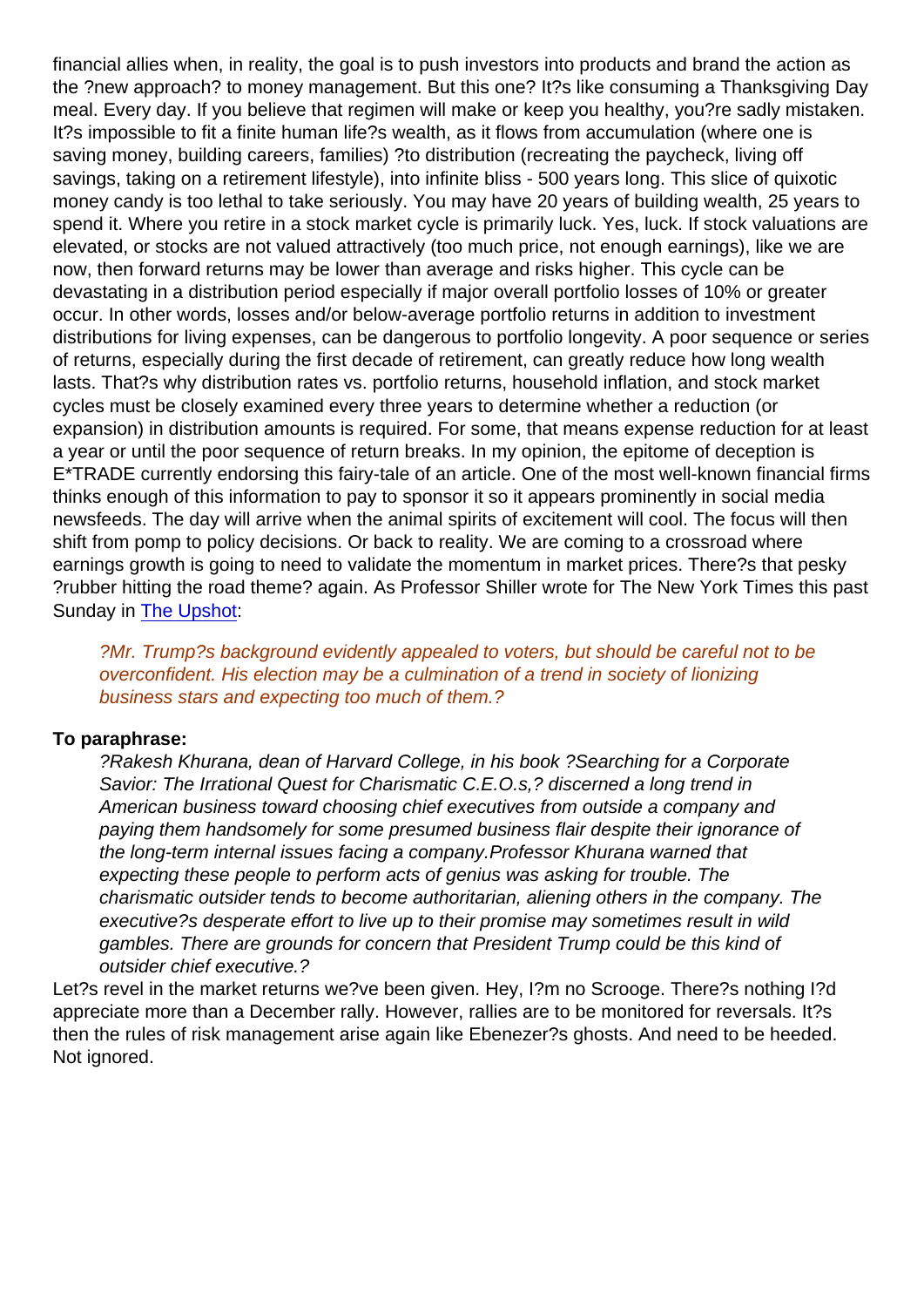financial allies when, in reality, the goal is to push investors into products and brand the action as the ?new approach? to money management. But this one? It?s like consuming a Thanksgiving Day meal. Every day. If you believe that regimen will make or keep you healthy, you?re sadly mistaken. It?s impossible to fit a finite human life?s wealth, as it flows from accumulation (where one is saving money, building careers, families) ?to distribution (recreating the paycheck, living off savings, taking on a retirement lifestyle), into infinite bliss - 500 years long. This slice of quixotic money candy is too lethal to take seriously. You may have 20 years of building wealth, 25 years to spend it. Where you retire in a stock market cycle is primarily luck. Yes, luck. If stock valuations are elevated, or stocks are not valued attractively (too much price, not enough earnings), like we are now, then forward returns may be lower than average and risks higher. This cycle can be devastating in a distribution period especially if major overall portfolio losses of 10% or greater occur. In other words, losses and/or below-average portfolio returns in addition to investment distributions for living expenses, can be dangerous to portfolio longevity. A poor sequence or series of returns, especially during the first decade of retirement, can greatly reduce how long wealth lasts. That?s why distribution rates vs. portfolio returns, household inflation, and stock market cycles must be closely examined every three years to determine whether a reduction (or expansion) in distribution amounts is required. For some, that means expense reduction for at least a year or until the poor sequence of return breaks. In my opinion, the epitome of deception is E*TRADE currently endorsing this fairy-tale of an article. One of the most well-known financial firms thinks enough of this information to pay to sponsor it so it appears prominently in social media newsfeeds. The day will arrive when the animal spirits of excitement will cool. The focus will then shift from pomp to policy decisions. Or back to reality. We are coming to a crossroad where earnings growth is going to need to validate the momentum in market prices. There?s that pesky ?rubber hitting the road theme? again. As Professor Shiller wrote for The New York Times this past Sunday in The Upshot:

> ?Mr. Trump?s background evidently appealed to voters, but should be careful not to be overconfident. His election may be a culmination of a trend in society of lionizing business stars and expecting too much of them.?

**To paraphrase:**

> ?Rakesh Khurana, dean of Harvard College, in his book ?Searching for a Corporate Savior: The Irrational Quest for Charismatic C.E.O.s,? discerned a long trend in American business toward choosing chief executives from outside a company and paying them handsomely for some presumed business flair despite their ignorance of the long-term internal issues facing a company.Professor Khurana warned that expecting these people to perform acts of genius was asking for trouble. The charismatic outsider tends to become authoritarian, aliening others in the company. The executive?s desperate effort to live up to their promise may sometimes result in wild gambles. There are grounds for concern that President Trump could be this kind of outsider chief executive.?

Let?s revel in the market returns we?ve been given. Hey, I?m no Scrooge. There?s nothing I?d appreciate more than a December rally. However, rallies are to be monitored for reversals. It?s then the rules of risk management arise again like Ebenezer?s ghosts. And need to be heeded. Not ignored.